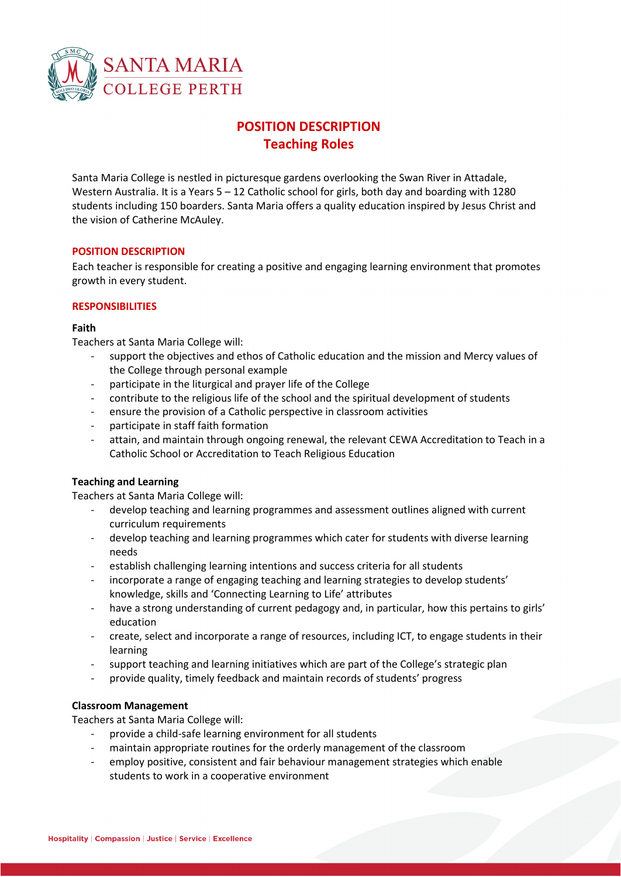# POSITION DESCRIPTION
## Teaching Roles

Santa Maria College is nestled in picturesque gardens overlooking the Swan River in Attadale, Western Australia. It is a Years 5 – 12 Catholic school for girls, both day and boarding with 1280 students including 150 boarders. Santa Maria offers a quality education inspired by Jesus Christ and the vision of Catherine McAuley.

### POSITION DESCRIPTION

Each teacher is responsible for creating a positive and engaging learning environment that promotes growth in every student.

### RESPONSIBILITIES

**Faith**

Teachers at Santa Maria College will:

- support the objectives and ethos of Catholic education and the mission and Mercy values of the College through personal example
- participate in the liturgical and prayer life of the College
- contribute to the religious life of the school and the spiritual development of students
- ensure the provision of a Catholic perspective in classroom activities
- participate in staff faith formation
- attain, and maintain through ongoing renewal, the relevant CEWA Accreditation to Teach in a Catholic School or Accreditation to Teach Religious Education

**Teaching and Learning**

Teachers at Santa Maria College will:

- develop teaching and learning programmes and assessment outlines aligned with current curriculum requirements
- develop teaching and learning programmes which cater for students with diverse learning needs
- establish challenging learning intentions and success criteria for all students
- incorporate a range of engaging teaching and learning strategies to develop students' knowledge, skills and 'Connecting Learning to Life' attributes
- have a strong understanding of current pedagogy and, in particular, how this pertains to girls' education
- create, select and incorporate a range of resources, including ICT, to engage students in their learning
- support teaching and learning initiatives which are part of the College's strategic plan
- provide quality, timely feedback and maintain records of students' progress

**Classroom Management**

Teachers at Santa Maria College will:

- provide a child-safe learning environment for all students
- maintain appropriate routines for the orderly management of the classroom
- employ positive, consistent and fair behaviour management strategies which enable students to work in a cooperative environment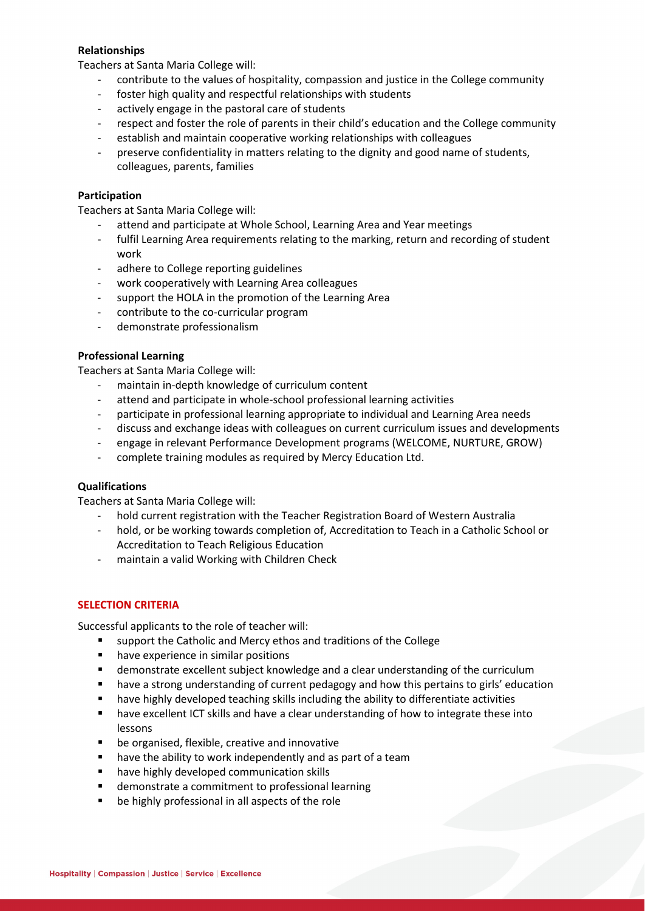**Relationships**

Teachers at Santa Maria College will:

- contribute to the values of hospitality, compassion and justice in the College community
- foster high quality and respectful relationships with students
- actively engage in the pastoral care of students
- respect and foster the role of parents in their child's education and the College community
- establish and maintain cooperative working relationships with colleagues
- preserve confidentiality in matters relating to the dignity and good name of students, colleagues, parents, families

**Participation**

Teachers at Santa Maria College will:

- attend and participate at Whole School, Learning Area and Year meetings
- fulfil Learning Area requirements relating to the marking, return and recording of student work
- adhere to College reporting guidelines
- work cooperatively with Learning Area colleagues
- support the HOLA in the promotion of the Learning Area
- contribute to the co-curricular program
- demonstrate professionalism

**Professional Learning**

Teachers at Santa Maria College will:

- maintain in-depth knowledge of curriculum content
- attend and participate in whole-school professional learning activities
- participate in professional learning appropriate to individual and Learning Area needs
- discuss and exchange ideas with colleagues on current curriculum issues and developments
- engage in relevant Performance Development programs (WELCOME, NURTURE, GROW)
- complete training modules as required by Mercy Education Ltd.

**Qualifications**

Teachers at Santa Maria College will:

- hold current registration with the Teacher Registration Board of Western Australia
- hold, or be working towards completion of, Accreditation to Teach in a Catholic School or Accreditation to Teach Religious Education
- maintain a valid Working with Children Check

## SELECTION CRITERIA

Successful applicants to the role of teacher will:

- support the Catholic and Mercy ethos and traditions of the College
- have experience in similar positions
- demonstrate excellent subject knowledge and a clear understanding of the curriculum
- have a strong understanding of current pedagogy and how this pertains to girls' education
- have highly developed teaching skills including the ability to differentiate activities
- have excellent ICT skills and have a clear understanding of how to integrate these into lessons
- be organised, flexible, creative and innovative
- have the ability to work independently and as part of a team
- have highly developed communication skills
- demonstrate a commitment to professional learning
- be highly professional in all aspects of the role